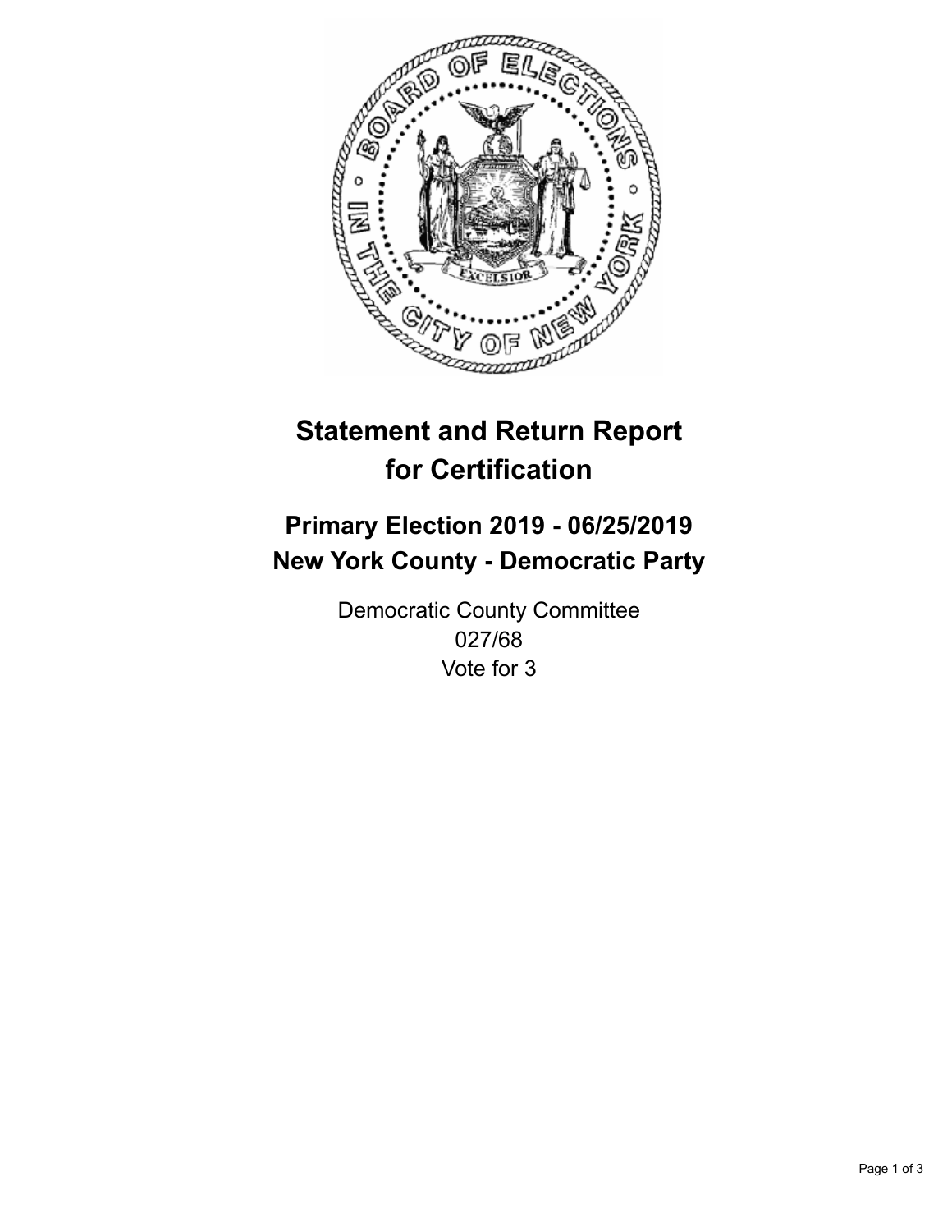# Statement and Return Report for Certification

## Primary Election 2019 - 06/25/2019
## New York County - Democratic Party

Democratic County Committee
027/68
Vote for 3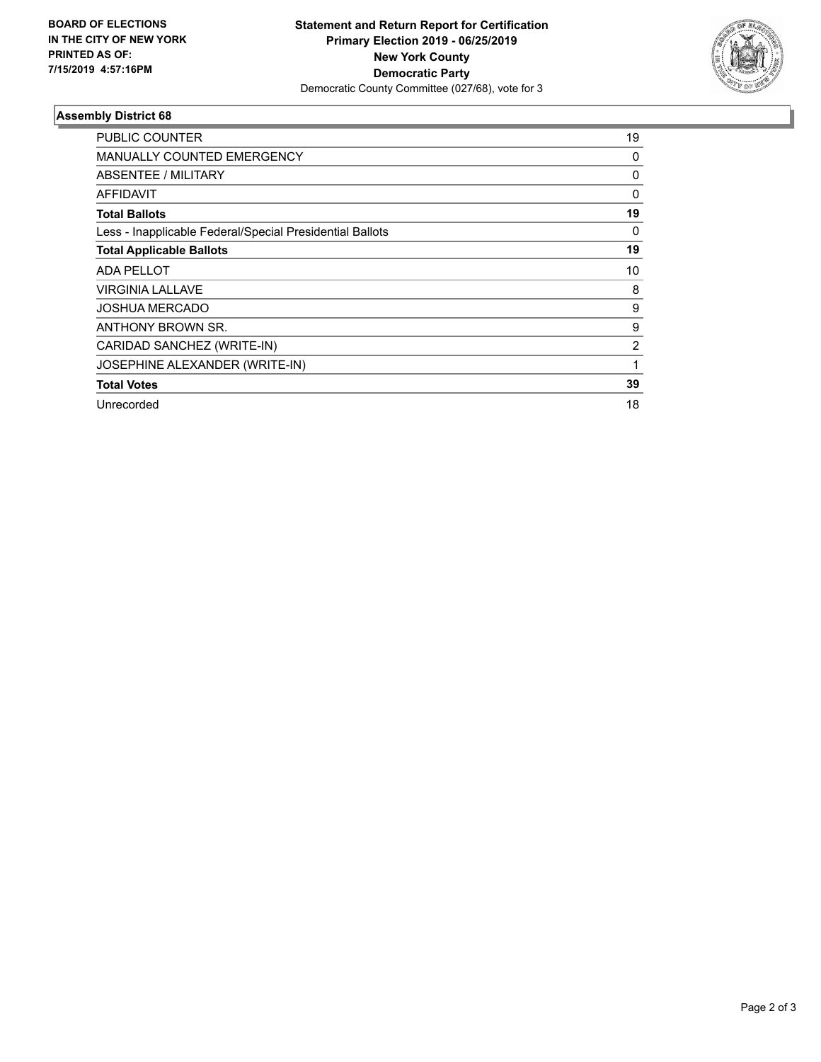**BOARD OF ELECTIONS IN THE CITY OF NEW YORK PRINTED AS OF: 7/15/2019 4:57:16PM**

**Statement and Return Report for Certification**
**Primary Election 2019 - 06/25/2019**
**New York County**
**Democratic Party**
Democratic County Committee (027/68), vote for 3

### Assembly District 68

| | |
|---|---|
| PUBLIC COUNTER | 19 |
| MANUALLY COUNTED EMERGENCY | 0 |
| ABSENTEE / MILITARY | 0 |
| AFFIDAVIT | 0 |
| **Total Ballots** | **19** |
| Less - Inapplicable Federal/Special Presidential Ballots | 0 |
| **Total Applicable Ballots** | **19** |
| ADA PELLOT | 10 |
| VIRGINIA LALLAVE | 8 |
| JOSHUA MERCADO | 9 |
| ANTHONY BROWN SR. | 9 |
| CARIDAD SANCHEZ (WRITE-IN) | 2 |
| JOSEPHINE ALEXANDER (WRITE-IN) | 1 |
| **Total Votes** | **39** |
| Unrecorded | 18 |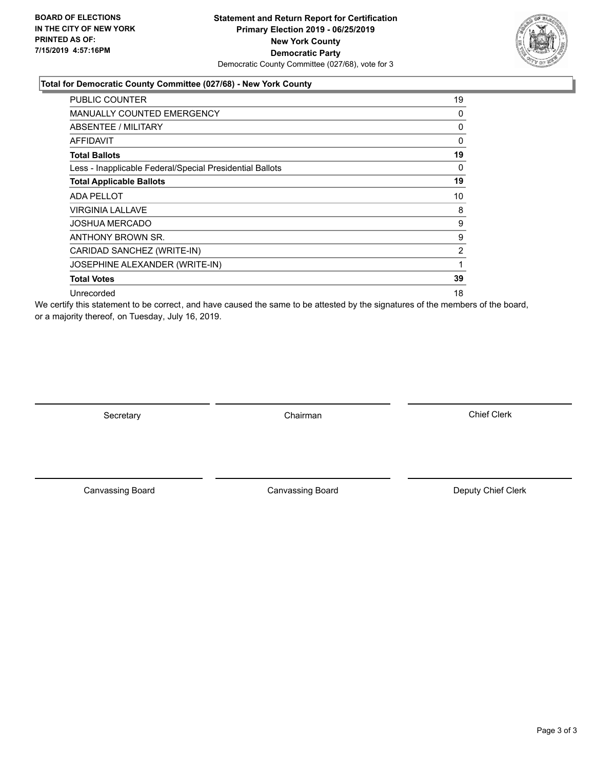**BOARD OF ELECTIONS IN THE CITY OF NEW YORK PRINTED AS OF: 7/15/2019 4:57:16PM**

**Statement and Return Report for Certification**
**Primary Election 2019 - 06/25/2019**
**New York County**
**Democratic Party**
Democratic County Committee (027/68), vote for 3

### Total for Democratic County Committee (027/68) - New York County

| | |
|---|---|
| PUBLIC COUNTER | 19 |
| MANUALLY COUNTED EMERGENCY | 0 |
| ABSENTEE / MILITARY | 0 |
| AFFIDAVIT | 0 |
| **Total Ballots** | **19** |
| Less - Inapplicable Federal/Special Presidential Ballots | 0 |
| **Total Applicable Ballots** | **19** |
| ADA PELLOT | 10 |
| VIRGINIA LALLAVE | 8 |
| JOSHUA MERCADO | 9 |
| ANTHONY BROWN SR. | 9 |
| CARIDAD SANCHEZ (WRITE-IN) | 2 |
| JOSEPHINE ALEXANDER (WRITE-IN) | 1 |
| **Total Votes** | **39** |
| Unrecorded | 18 |

We certify this statement to be correct, and have caused the same to be attested by the signatures of the members of the board, or a majority thereof, on Tuesday, July 16, 2019.

Secretary

Chairman

Chief Clerk

Canvassing Board

Canvassing Board

Deputy Chief Clerk